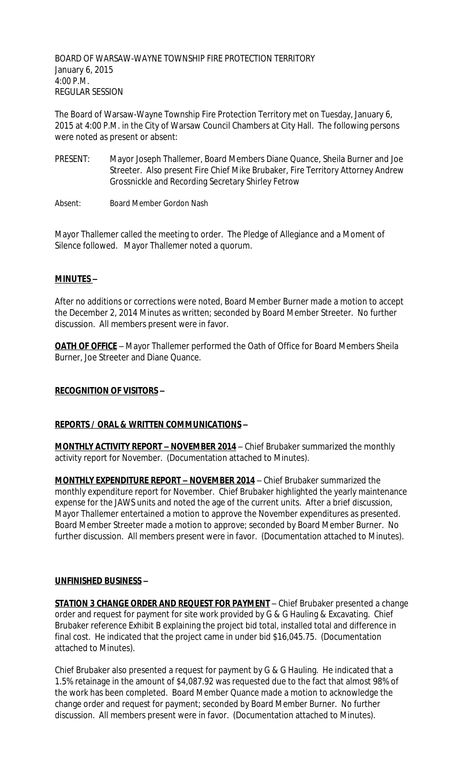BOARD OF WARSAW-WAYNE TOWNSHIP FIRE PROTECTION TERRITORY
January 6, 2015
4:00 P.M.
REGULAR SESSION

The Board of Warsaw-Wayne Township Fire Protection Territory met on Tuesday, January 6, 2015 at 4:00 P.M. in the City of Warsaw Council Chambers at City Hall. The following persons were noted as present or absent:

PRESENT: Mayor Joseph Thallemer, Board Members Diane Quance, Sheila Burner and Joe Streeter. Also present Fire Chief Mike Brubaker, Fire Territory Attorney Andrew Grossnickle and Recording Secretary Shirley Fetrow

Absent: Board Member Gordon Nash

Mayor Thallemer called the meeting to order. The Pledge of Allegiance and a Moment of Silence followed. Mayor Thallemer noted a quorum.

**MINUTES –**

After no additions or corrections were noted, Board Member Burner made a motion to accept the December 2, 2014 Minutes as written; seconded by Board Member Streeter. No further discussion. All members present were in favor.

**OATH OF OFFICE** – Mayor Thallemer performed the Oath of Office for Board Members Sheila Burner, Joe Streeter and Diane Quance.

**RECOGNITION OF VISITORS –**

**REPORTS / ORAL & WRITTEN COMMUNICATIONS –**

**MONTHLY ACTIVITY REPORT – NOVEMBER 2014** – Chief Brubaker summarized the monthly activity report for November. (Documentation attached to Minutes).

**MONTHLY EXPENDITURE REPORT – NOVEMBER 2014** – Chief Brubaker summarized the monthly expenditure report for November. Chief Brubaker highlighted the yearly maintenance expense for the JAWS units and noted the age of the current units. After a brief discussion, Mayor Thallemer entertained a motion to approve the November expenditures as presented. Board Member Streeter made a motion to approve; seconded by Board Member Burner. No further discussion. All members present were in favor. (Documentation attached to Minutes).

**UNFINISHED BUSINESS –**

**STATION 3 CHANGE ORDER AND REQUEST FOR PAYMENT** – Chief Brubaker presented a change order and request for payment for site work provided by G & G Hauling & Excavating. Chief Brubaker reference Exhibit B explaining the project bid total, installed total and difference in final cost. He indicated that the project came in under bid $16,045.75. (Documentation attached to Minutes).

Chief Brubaker also presented a request for payment by G & G Hauling. He indicated that a 1.5% retainage in the amount of $4,087.92 was requested due to the fact that almost 98% of the work has been completed. Board Member Quance made a motion to acknowledge the change order and request for payment; seconded by Board Member Burner. No further discussion. All members present were in favor. (Documentation attached to Minutes).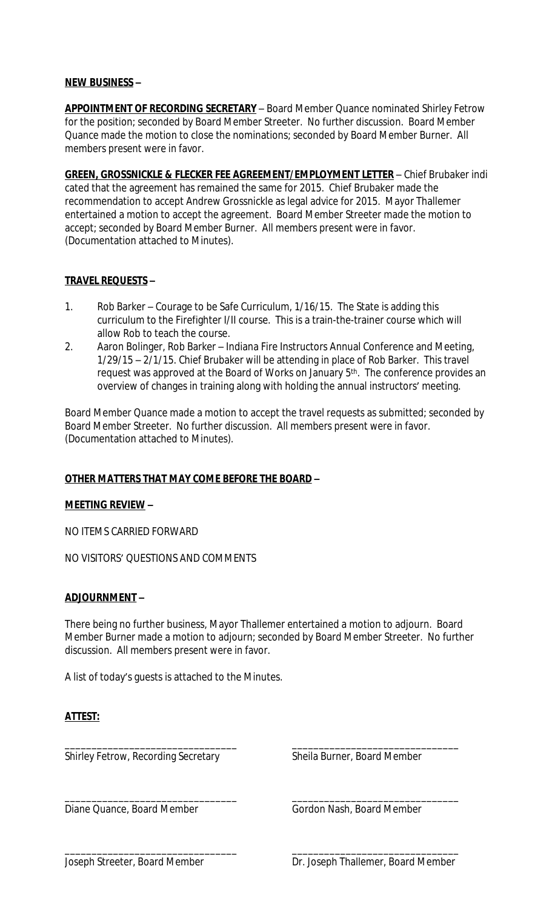**NEW BUSINESS –**

**APPOINTMENT OF RECORDING SECRETARY** – Board Member Quance nominated Shirley Fetrow for the position; seconded by Board Member Streeter. No further discussion. Board Member Quance made the motion to close the nominations; seconded by Board Member Burner. All members present were in favor.

**GREEN, GROSSNICKLE & FLECKER FEE AGREEMENT/EMPLOYMENT LETTER** – Chief Brubaker indi cated that the agreement has remained the same for 2015. Chief Brubaker made the recommendation to accept Andrew Grossnickle as legal advice for 2015. Mayor Thallemer entertained a motion to accept the agreement. Board Member Streeter made the motion to accept; seconded by Board Member Burner. All members present were in favor. (Documentation attached to Minutes).

**TRAVEL REQUESTS –**

1. Rob Barker – Courage to be Safe Curriculum, 1/16/15. The State is adding this curriculum to the Firefighter I/II course. This is a train-the-trainer course which will allow Rob to teach the course.
2. Aaron Bolinger, Rob Barker – Indiana Fire Instructors Annual Conference and Meeting, 1/29/15 – 2/1/15. Chief Brubaker will be attending in place of Rob Barker. This travel request was approved at the Board of Works on January 5th. The conference provides an overview of changes in training along with holding the annual instructors' meeting.

Board Member Quance made a motion to accept the travel requests as submitted; seconded by Board Member Streeter. No further discussion. All members present were in favor. (Documentation attached to Minutes).

**OTHER MATTERS THAT MAY COME BEFORE THE BOARD –**

**MEETING REVIEW –**

NO ITEMS CARRIED FORWARD

NO VISITORS' QUESTIONS AND COMMENTS

**ADJOURNMENT –**

There being no further business, Mayor Thallemer entertained a motion to adjourn. Board Member Burner made a motion to adjourn; seconded by Board Member Streeter. No further discussion. All members present were in favor.

A list of today's guests is attached to the Minutes.

**ATTEST:**

________________________________
Shirley Fetrow, Recording Secretary

________________________________
Sheila Burner, Board Member

________________________________
Diane Quance, Board Member

________________________________
Gordon Nash, Board Member

________________________________
Joseph Streeter, Board Member

________________________________
Dr. Joseph Thallemer, Board Member